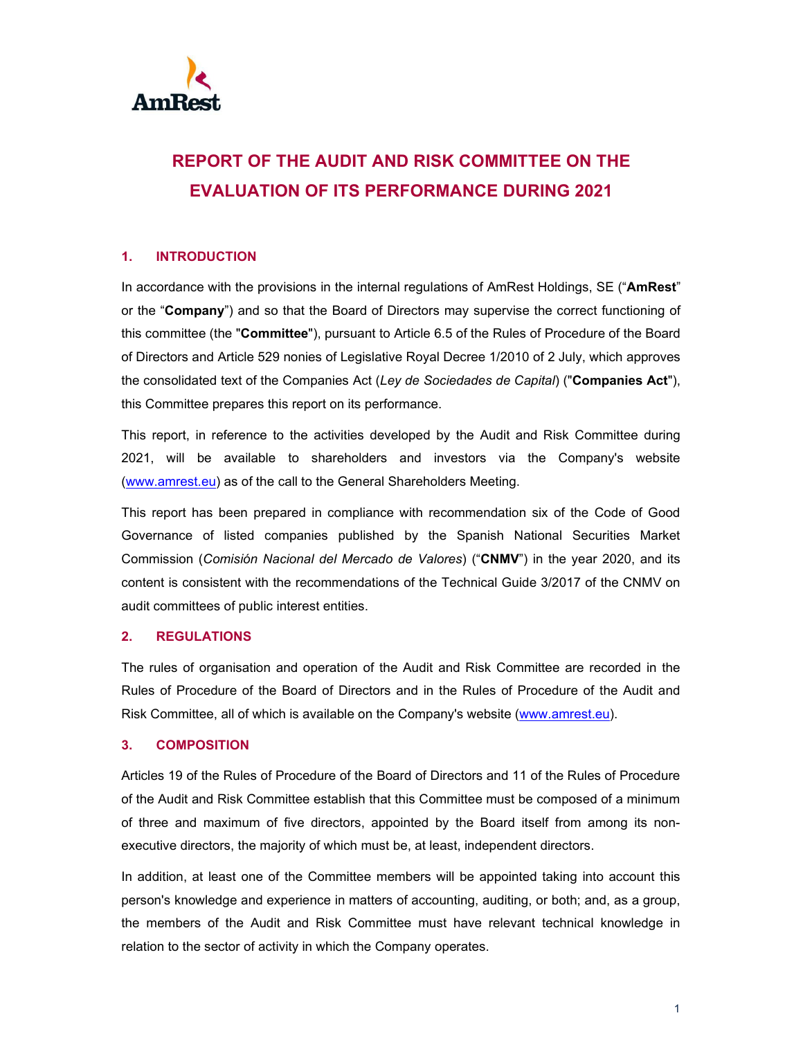# REPORT OF THE AUDIT AND RISK COMMITTEE ON THE EVALUATION OF ITS PERFORMANCE DURING 2021

## 1. INTRODUCTION

In accordance with the provisions in the internal regulations of AmRest Holdings, SE ("**AmRest**" or the "**Company**") and so that the Board of Directors may supervise the correct functioning of this committee (the "**Committee**"), pursuant to Article 6.5 of the Rules of Procedure of the Board of Directors and Article 529 nonies of Legislative Royal Decree 1/2010 of 2 July, which approves the consolidated text of the Companies Act (*Ley de Sociedades de Capital*) ("**Companies Act**"), this Committee prepares this report on its performance.

This report, in reference to the activities developed by the Audit and Risk Committee during 2021, will be available to shareholders and investors via the Company's website (www.amrest.eu) as of the call to the General Shareholders Meeting.

This report has been prepared in compliance with recommendation six of the Code of Good Governance of listed companies published by the Spanish National Securities Market Commission (*Comisión Nacional del Mercado de Valores*) ("**CNMV**") in the year 2020, and its content is consistent with the recommendations of the Technical Guide 3/2017 of the CNMV on audit committees of public interest entities.

## 2. REGULATIONS

The rules of organisation and operation of the Audit and Risk Committee are recorded in the Rules of Procedure of the Board of Directors and in the Rules of Procedure of the Audit and Risk Committee, all of which is available on the Company's website (www.amrest.eu).

## 3. COMPOSITION

Articles 19 of the Rules of Procedure of the Board of Directors and 11 of the Rules of Procedure of the Audit and Risk Committee establish that this Committee must be composed of a minimum of three and maximum of five directors, appointed by the Board itself from among its non-executive directors, the majority of which must be, at least, independent directors.

In addition, at least one of the Committee members will be appointed taking into account this person's knowledge and experience in matters of accounting, auditing, or both; and, as a group, the members of the Audit and Risk Committee must have relevant technical knowledge in relation to the sector of activity in which the Company operates.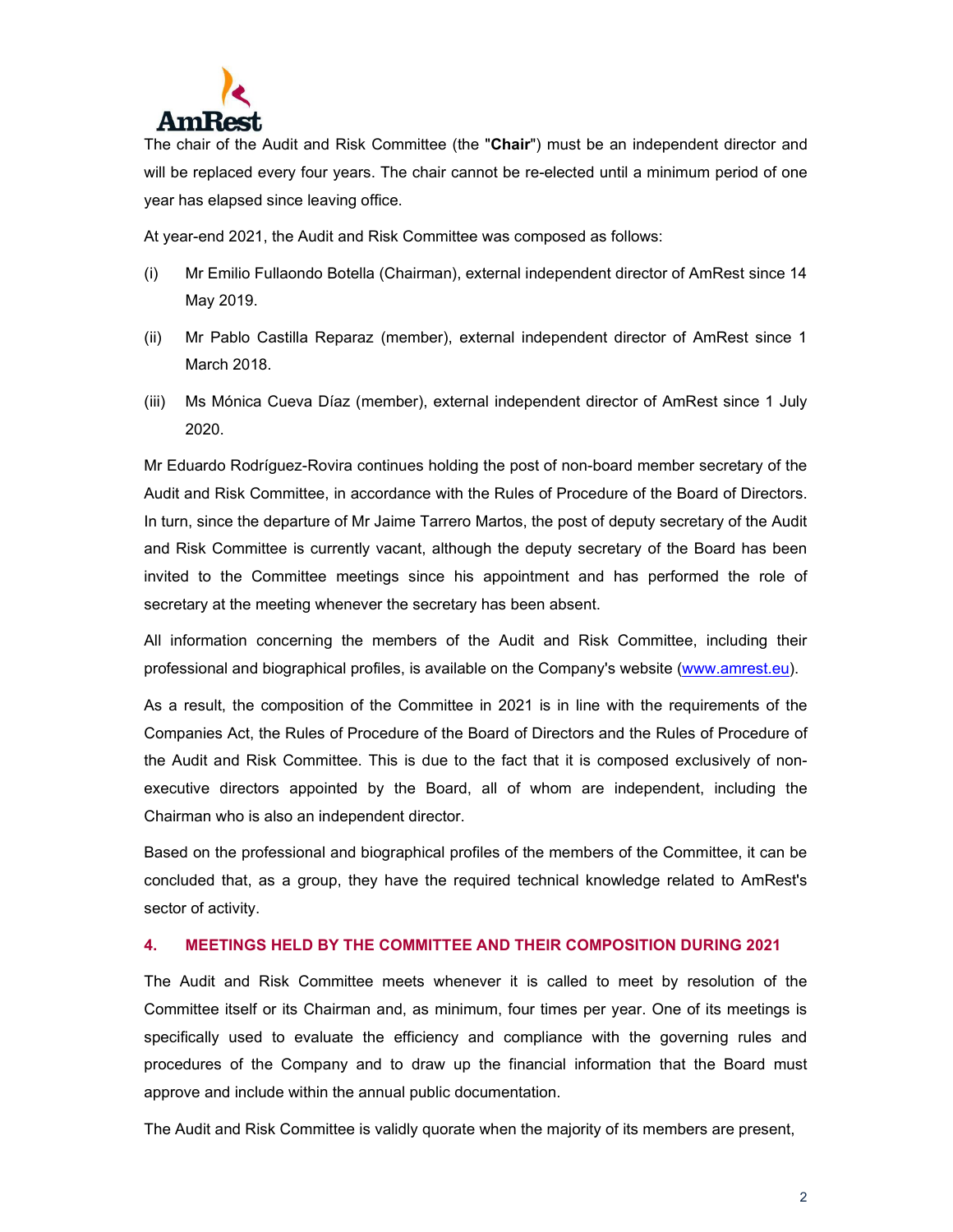The chair of the Audit and Risk Committee (the "**Chair**") must be an independent director and will be replaced every four years. The chair cannot be re-elected until a minimum period of one year has elapsed since leaving office.

At year-end 2021, the Audit and Risk Committee was composed as follows:

(i) Mr Emilio Fullaondo Botella (Chairman), external independent director of AmRest since 14 May 2019.

(ii) Mr Pablo Castilla Reparaz (member), external independent director of AmRest since 1 March 2018.

(iii) Ms Mónica Cueva Díaz (member), external independent director of AmRest since 1 July 2020.

Mr Eduardo Rodríguez-Rovira continues holding the post of non-board member secretary of the Audit and Risk Committee, in accordance with the Rules of Procedure of the Board of Directors. In turn, since the departure of Mr Jaime Tarrero Martos, the post of deputy secretary of the Audit and Risk Committee is currently vacant, although the deputy secretary of the Board has been invited to the Committee meetings since his appointment and has performed the role of secretary at the meeting whenever the secretary has been absent.

All information concerning the members of the Audit and Risk Committee, including their professional and biographical profiles, is available on the Company's website (www.amrest.eu).

As a result, the composition of the Committee in 2021 is in line with the requirements of the Companies Act, the Rules of Procedure of the Board of Directors and the Rules of Procedure of the Audit and Risk Committee. This is due to the fact that it is composed exclusively of non-executive directors appointed by the Board, all of whom are independent, including the Chairman who is also an independent director.

Based on the professional and biographical profiles of the members of the Committee, it can be concluded that, as a group, they have the required technical knowledge related to AmRest's sector of activity.

## 4. MEETINGS HELD BY THE COMMITTEE AND THEIR COMPOSITION DURING 2021

The Audit and Risk Committee meets whenever it is called to meet by resolution of the Committee itself or its Chairman and, as minimum, four times per year. One of its meetings is specifically used to evaluate the efficiency and compliance with the governing rules and procedures of the Company and to draw up the financial information that the Board must approve and include within the annual public documentation.

The Audit and Risk Committee is validly quorate when the majority of its members are present,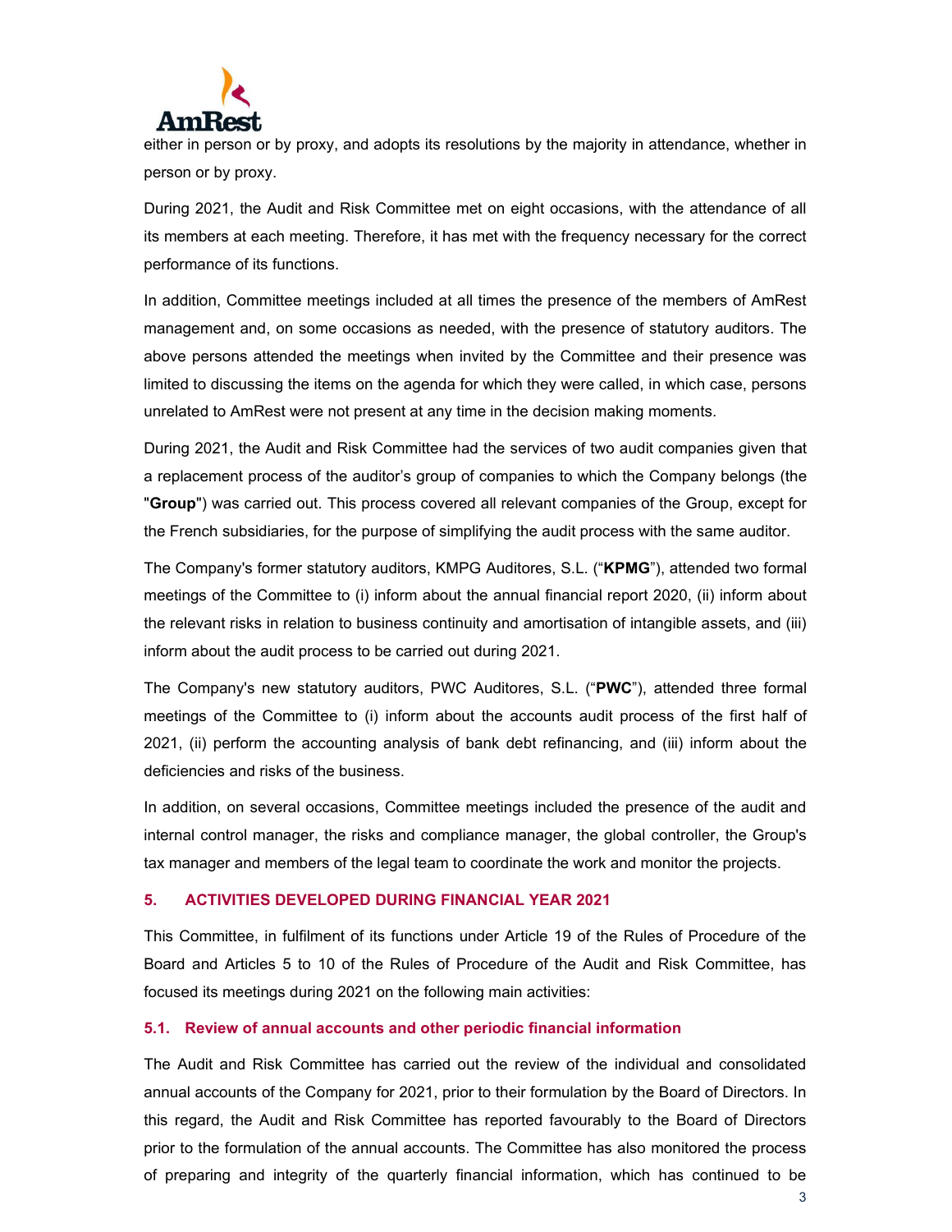either in person or by proxy, and adopts its resolutions by the majority in attendance, whether in person or by proxy.

During 2021, the Audit and Risk Committee met on eight occasions, with the attendance of all its members at each meeting. Therefore, it has met with the frequency necessary for the correct performance of its functions.

In addition, Committee meetings included at all times the presence of the members of AmRest management and, on some occasions as needed, with the presence of statutory auditors. The above persons attended the meetings when invited by the Committee and their presence was limited to discussing the items on the agenda for which they were called, in which case, persons unrelated to AmRest were not present at any time in the decision making moments.

During 2021, the Audit and Risk Committee had the services of two audit companies given that a replacement process of the auditor's group of companies to which the Company belongs (the "**Group**") was carried out. This process covered all relevant companies of the Group, except for the French subsidiaries, for the purpose of simplifying the audit process with the same auditor.

The Company's former statutory auditors, KMPG Auditores, S.L. ("**KPMG**"), attended two formal meetings of the Committee to (i) inform about the annual financial report 2020, (ii) inform about the relevant risks in relation to business continuity and amortisation of intangible assets, and (iii) inform about the audit process to be carried out during 2021.

The Company's new statutory auditors, PWC Auditores, S.L. ("**PWC**"), attended three formal meetings of the Committee to (i) inform about the accounts audit process of the first half of 2021, (ii) perform the accounting analysis of bank debt refinancing, and (iii) inform about the deficiencies and risks of the business.

In addition, on several occasions, Committee meetings included the presence of the audit and internal control manager, the risks and compliance manager, the global controller, the Group's tax manager and members of the legal team to coordinate the work and monitor the projects.

## 5. ACTIVITIES DEVELOPED DURING FINANCIAL YEAR 2021

This Committee, in fulfilment of its functions under Article 19 of the Rules of Procedure of the Board and Articles 5 to 10 of the Rules of Procedure of the Audit and Risk Committee, has focused its meetings during 2021 on the following main activities:

### 5.1. Review of annual accounts and other periodic financial information

The Audit and Risk Committee has carried out the review of the individual and consolidated annual accounts of the Company for 2021, prior to their formulation by the Board of Directors. In this regard, the Audit and Risk Committee has reported favourably to the Board of Directors prior to the formulation of the annual accounts. The Committee has also monitored the process of preparing and integrity of the quarterly financial information, which has continued to be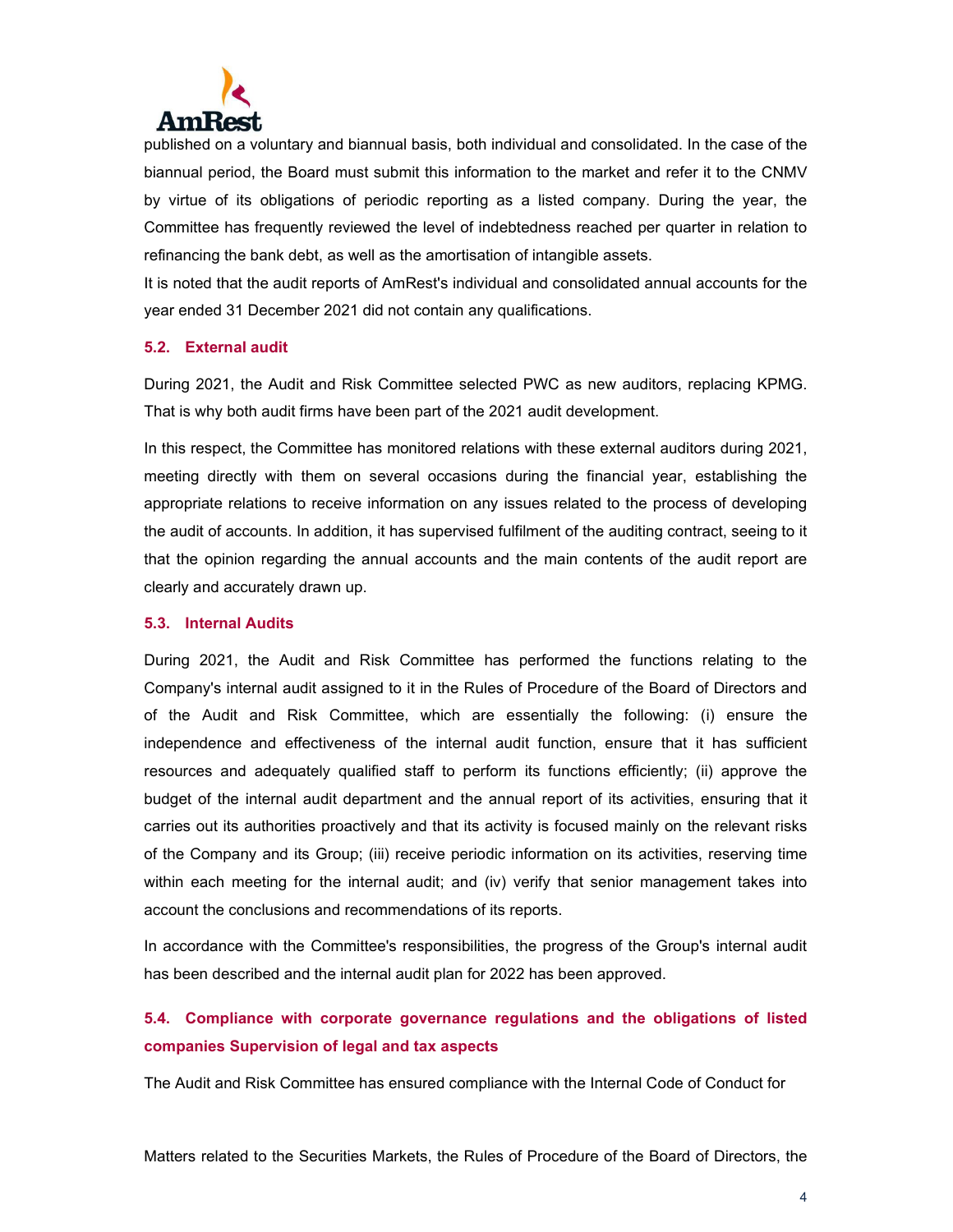published on a voluntary and biannual basis, both individual and consolidated. In the case of the biannual period, the Board must submit this information to the market and refer it to the CNMV by virtue of its obligations of periodic reporting as a listed company. During the year, the Committee has frequently reviewed the level of indebtedness reached per quarter in relation to refinancing the bank debt, as well as the amortisation of intangible assets.

It is noted that the audit reports of AmRest's individual and consolidated annual accounts for the year ended 31 December 2021 did not contain any qualifications.

### 5.2. External audit

During 2021, the Audit and Risk Committee selected PWC as new auditors, replacing KPMG. That is why both audit firms have been part of the 2021 audit development.

In this respect, the Committee has monitored relations with these external auditors during 2021, meeting directly with them on several occasions during the financial year, establishing the appropriate relations to receive information on any issues related to the process of developing the audit of accounts. In addition, it has supervised fulfilment of the auditing contract, seeing to it that the opinion regarding the annual accounts and the main contents of the audit report are clearly and accurately drawn up.

### 5.3. Internal Audits

During 2021, the Audit and Risk Committee has performed the functions relating to the Company's internal audit assigned to it in the Rules of Procedure of the Board of Directors and of the Audit and Risk Committee, which are essentially the following: (i) ensure the independence and effectiveness of the internal audit function, ensure that it has sufficient resources and adequately qualified staff to perform its functions efficiently; (ii) approve the budget of the internal audit department and the annual report of its activities, ensuring that it carries out its authorities proactively and that its activity is focused mainly on the relevant risks of the Company and its Group; (iii) receive periodic information on its activities, reserving time within each meeting for the internal audit; and (iv) verify that senior management takes into account the conclusions and recommendations of its reports.

In accordance with the Committee's responsibilities, the progress of the Group's internal audit has been described and the internal audit plan for 2022 has been approved.

### 5.4. Compliance with corporate governance regulations and the obligations of listed companies Supervision of legal and tax aspects

The Audit and Risk Committee has ensured compliance with the Internal Code of Conduct for Matters related to the Securities Markets, the Rules of Procedure of the Board of Directors, the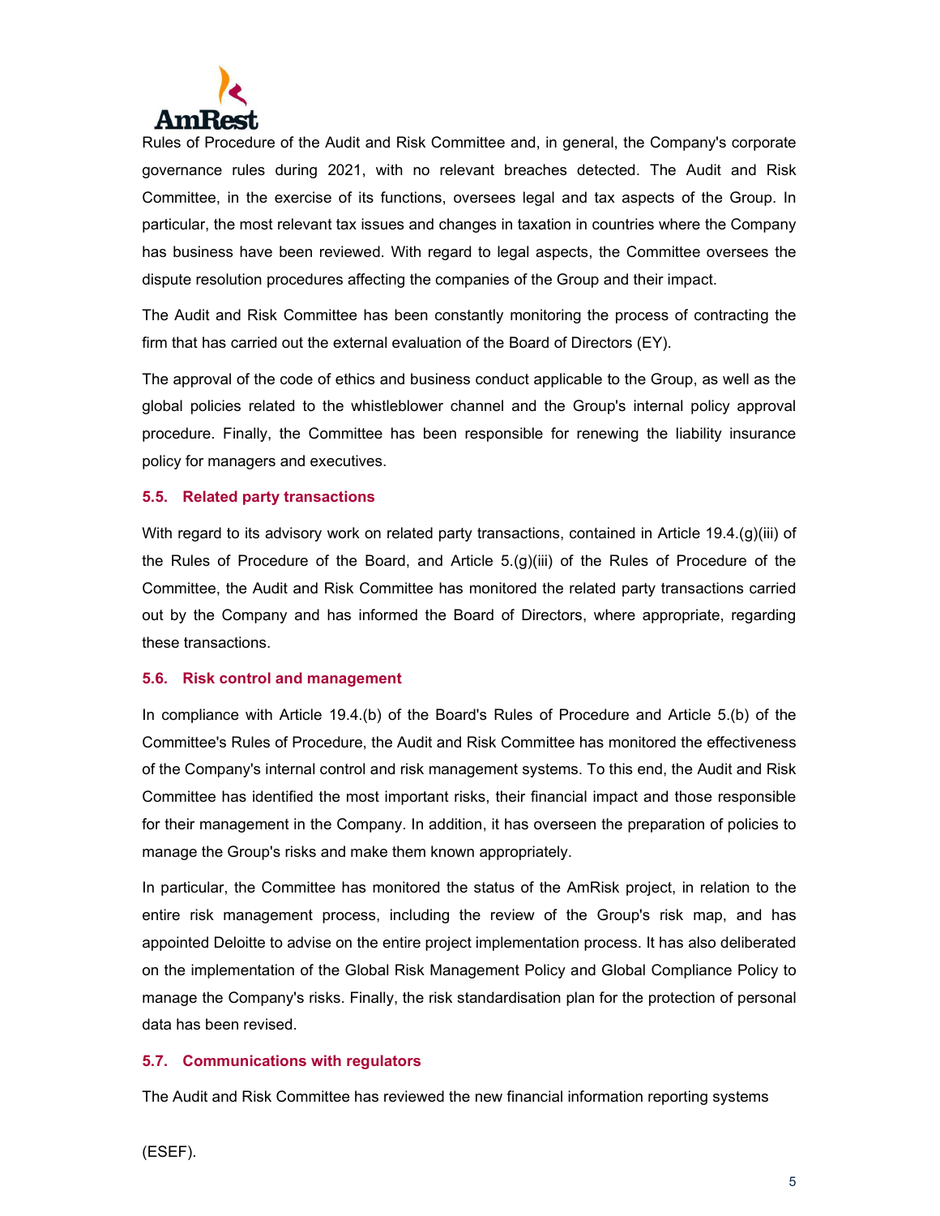Rules of Procedure of the Audit and Risk Committee and, in general, the Company's corporate governance rules during 2021, with no relevant breaches detected. The Audit and Risk Committee, in the exercise of its functions, oversees legal and tax aspects of the Group. In particular, the most relevant tax issues and changes in taxation in countries where the Company has business have been reviewed. With regard to legal aspects, the Committee oversees the dispute resolution procedures affecting the companies of the Group and their impact.

The Audit and Risk Committee has been constantly monitoring the process of contracting the firm that has carried out the external evaluation of the Board of Directors (EY).

The approval of the code of ethics and business conduct applicable to the Group, as well as the global policies related to the whistleblower channel and the Group's internal policy approval procedure. Finally, the Committee has been responsible for renewing the liability insurance policy for managers and executives.

### 5.5. Related party transactions

With regard to its advisory work on related party transactions, contained in Article 19.4.(g)(iii) of the Rules of Procedure of the Board, and Article 5.(g)(iii) of the Rules of Procedure of the Committee, the Audit and Risk Committee has monitored the related party transactions carried out by the Company and has informed the Board of Directors, where appropriate, regarding these transactions.

### 5.6. Risk control and management

In compliance with Article 19.4.(b) of the Board's Rules of Procedure and Article 5.(b) of the Committee's Rules of Procedure, the Audit and Risk Committee has monitored the effectiveness of the Company's internal control and risk management systems. To this end, the Audit and Risk Committee has identified the most important risks, their financial impact and those responsible for their management in the Company. In addition, it has overseen the preparation of policies to manage the Group's risks and make them known appropriately.

In particular, the Committee has monitored the status of the AmRisk project, in relation to the entire risk management process, including the review of the Group's risk map, and has appointed Deloitte to advise on the entire project implementation process. It has also deliberated on the implementation of the Global Risk Management Policy and Global Compliance Policy to manage the Company's risks. Finally, the risk standardisation plan for the protection of personal data has been revised.

### 5.7. Communications with regulators

The Audit and Risk Committee has reviewed the new financial information reporting systems (ESEF).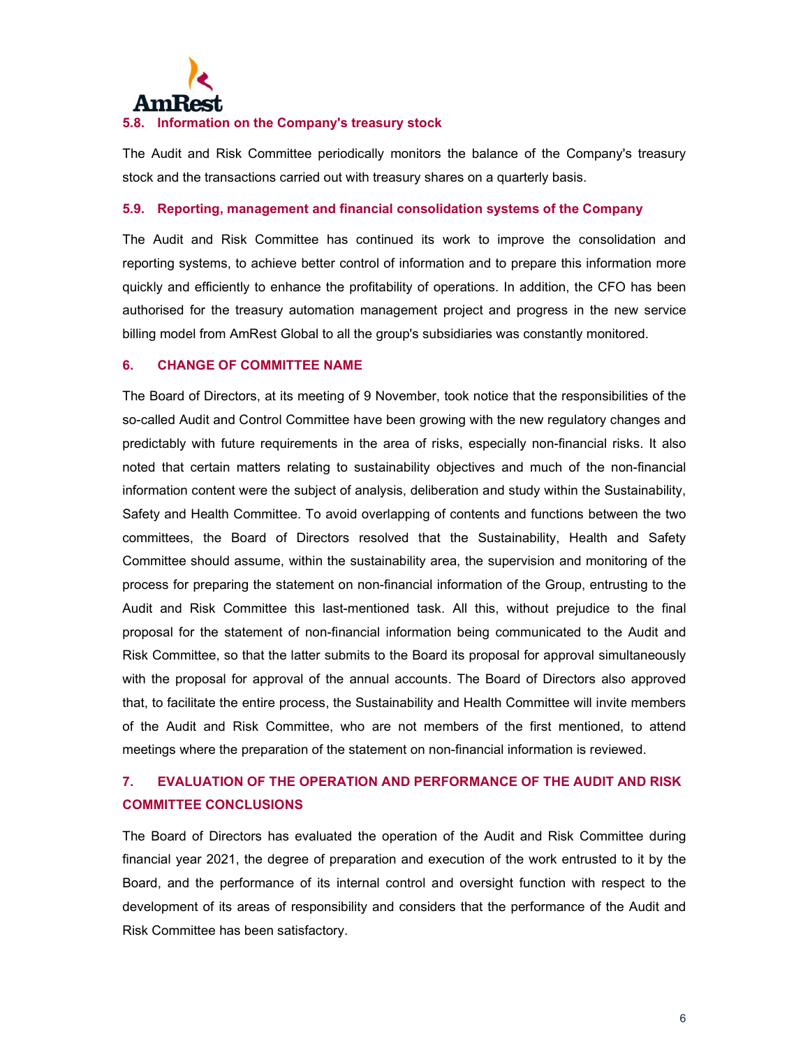### 5.8. Information on the Company's treasury stock

The Audit and Risk Committee periodically monitors the balance of the Company's treasury stock and the transactions carried out with treasury shares on a quarterly basis.

### 5.9. Reporting, management and financial consolidation systems of the Company

The Audit and Risk Committee has continued its work to improve the consolidation and reporting systems, to achieve better control of information and to prepare this information more quickly and efficiently to enhance the profitability of operations. In addition, the CFO has been authorised for the treasury automation management project and progress in the new service billing model from AmRest Global to all the group's subsidiaries was constantly monitored.

## 6. CHANGE OF COMMITTEE NAME

The Board of Directors, at its meeting of 9 November, took notice that the responsibilities of the so-called Audit and Control Committee have been growing with the new regulatory changes and predictably with future requirements in the area of risks, especially non-financial risks. It also noted that certain matters relating to sustainability objectives and much of the non-financial information content were the subject of analysis, deliberation and study within the Sustainability, Safety and Health Committee. To avoid overlapping of contents and functions between the two committees, the Board of Directors resolved that the Sustainability, Health and Safety Committee should assume, within the sustainability area, the supervision and monitoring of the process for preparing the statement on non-financial information of the Group, entrusting to the Audit and Risk Committee this last-mentioned task. All this, without prejudice to the final proposal for the statement of non-financial information being communicated to the Audit and Risk Committee, so that the latter submits to the Board its proposal for approval simultaneously with the proposal for approval of the annual accounts. The Board of Directors also approved that, to facilitate the entire process, the Sustainability and Health Committee will invite members of the Audit and Risk Committee, who are not members of the first mentioned, to attend meetings where the preparation of the statement on non-financial information is reviewed.

## 7. EVALUATION OF THE OPERATION AND PERFORMANCE OF THE AUDIT AND RISK COMMITTEE CONCLUSIONS

The Board of Directors has evaluated the operation of the Audit and Risk Committee during financial year 2021, the degree of preparation and execution of the work entrusted to it by the Board, and the performance of its internal control and oversight function with respect to the development of its areas of responsibility and considers that the performance of the Audit and Risk Committee has been satisfactory.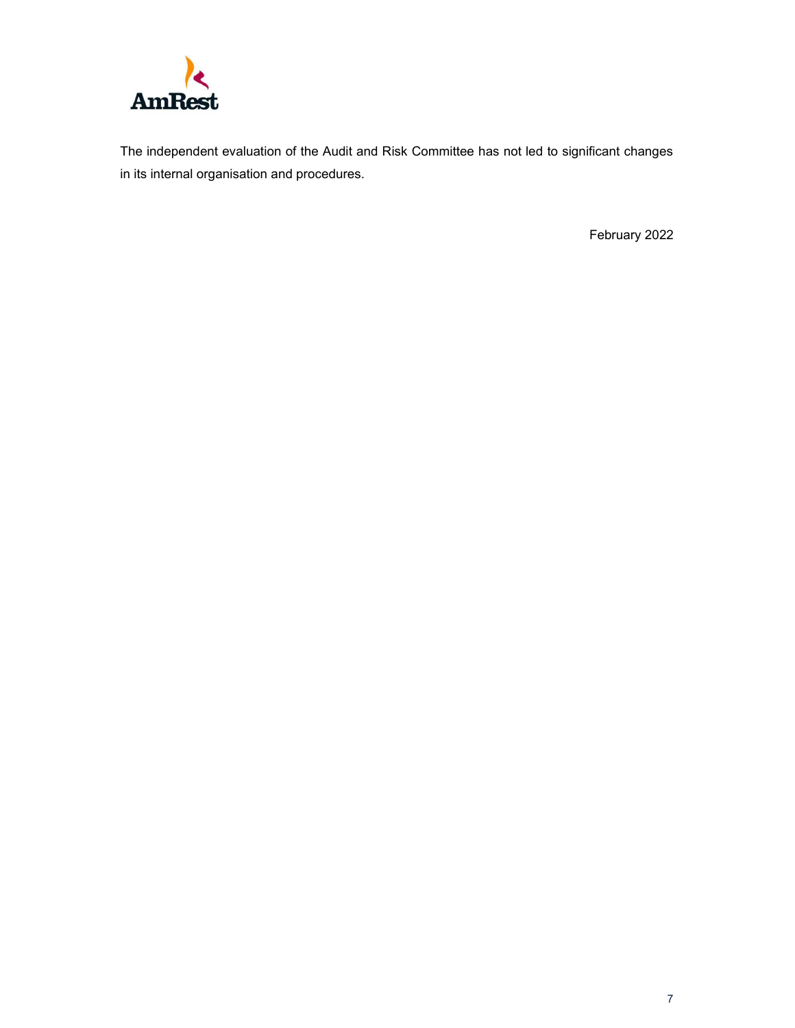The independent evaluation of the Audit and Risk Committee has not led to significant changes in its internal organisation and procedures.

February 2022